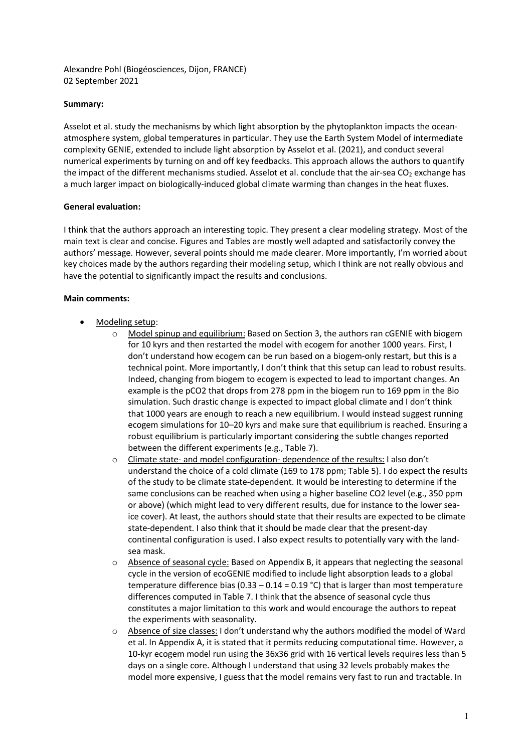Alexandre Pohl (Biogéosciences, Dijon, FRANCE)
02 September 2021

**Summary:**

Asselot et al. study the mechanisms by which light absorption by the phytoplankton impacts the ocean-atmosphere system, global temperatures in particular. They use the Earth System Model of intermediate complexity GENIE, extended to include light absorption by Asselot et al. (2021), and conduct several numerical experiments by turning on and off key feedbacks. This approach allows the authors to quantify the impact of the different mechanisms studied. Asselot et al. conclude that the air-sea $CO_2$ exchange has a much larger impact on biologically-induced global climate warming than changes in the heat fluxes.

**General evaluation:**

I think that the authors approach an interesting topic. They present a clear modeling strategy. Most of the main text is clear and concise. Figures and Tables are mostly well adapted and satisfactorily convey the authors' message. However, several points should me made clearer. More importantly, I'm worried about key choices made by the authors regarding their modeling setup, which I think are not really obvious and have the potential to significantly impact the results and conclusions.

**Main comments:**

- Modeling setup:
  - Model spinup and equilibrium: Based on Section 3, the authors ran cGENIE with biogem for 10 kyrs and then restarted the model with ecogem for another 1000 years. First, I don't understand how ecogem can be run based on a biogem-only restart, but this is a technical point. More importantly, I don't think that this setup can lead to robust results. Indeed, changing from biogem to ecogem is expected to lead to important changes. An example is the pCO2 that drops from 278 ppm in the biogem run to 169 ppm in the Bio simulation. Such drastic change is expected to impact global climate and I don't think that 1000 years are enough to reach a new equilibrium. I would instead suggest running ecogem simulations for 10–20 kyrs and make sure that equilibrium is reached. Ensuring a robust equilibrium is particularly important considering the subtle changes reported between the different experiments (e.g., Table 7).
  - Climate state- and model configuration- dependence of the results: I also don't understand the choice of a cold climate (169 to 178 ppm; Table 5). I do expect the results of the study to be climate state-dependent. It would be interesting to determine if the same conclusions can be reached when using a higher baseline CO2 level (e.g., 350 ppm or above) (which might lead to very different results, due for instance to the lower sea-ice cover). At least, the authors should state that their results are expected to be climate state-dependent. I also think that it should be made clear that the present-day continental configuration is used. I also expect results to potentially vary with the land-sea mask.
  - Absence of seasonal cycle: Based on Appendix B, it appears that neglecting the seasonal cycle in the version of ecoGENIE modified to include light absorption leads to a global temperature difference bias (0.33 – 0.14 = 0.19 °C) that is larger than most temperature differences computed in Table 7. I think that the absence of seasonal cycle thus constitutes a major limitation to this work and would encourage the authors to repeat the experiments with seasonality.
  - Absence of size classes: I don't understand why the authors modified the model of Ward et al. In Appendix A, it is stated that it permits reducing computational time. However, a 10-kyr ecogem model run using the 36x36 grid with 16 vertical levels requires less than 5 days on a single core. Although I understand that using 32 levels probably makes the model more expensive, I guess that the model remains very fast to run and tractable. In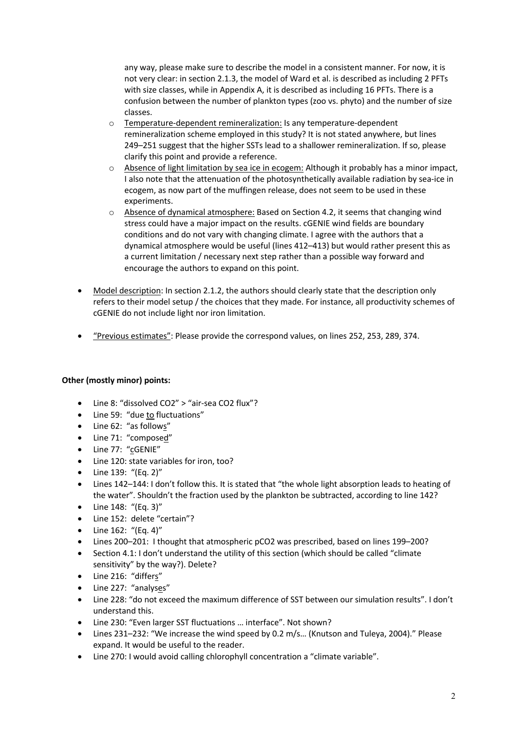any way, please make sure to describe the model in a consistent manner. For now, it is not very clear: in section 2.1.3, the model of Ward et al. is described as including 2 PFTs with size classes, while in Appendix A, it is described as including 16 PFTs. There is a confusion between the number of plankton types (zoo vs. phyto) and the number of size classes.

  - Temperature-dependent remineralization: Is any temperature-dependent remineralization scheme employed in this study? It is not stated anywhere, but lines 249–251 suggest that the higher SSTs lead to a shallower remineralization. If so, please clarify this point and provide a reference.
  - Absence of light limitation by sea ice in ecogem: Although it probably has a minor impact, I also note that the attenuation of the photosynthetically available radiation by sea-ice in ecogem, as now part of the muffingen release, does not seem to be used in these experiments.
  - Absence of dynamical atmosphere: Based on Section 4.2, it seems that changing wind stress could have a major impact on the results. cGENIE wind fields are boundary conditions and do not vary with changing climate. I agree with the authors that a dynamical atmosphere would be useful (lines 412–413) but would rather present this as a current limitation / necessary next step rather than a possible way forward and encourage the authors to expand on this point.

- Model description: In section 2.1.2, the authors should clearly state that the description only refers to their model setup / the choices that they made. For instance, all productivity schemes of cGENIE do not include light nor iron limitation.

- "Previous estimates": Please provide the correspond values, on lines 252, 253, 289, 374.

**Other (mostly minor) points:**

- Line 8: "dissolved $CO_2$" > "air-sea $CO_2$ flux"?
- Line 59: "due to fluctuations"
- Line 62: "as follows"
- Line 71: "composed"
- Line 77: "cGENIE"
- Line 120: state variables for iron, too?
- Line 139: "(Eq. 2)"
- Lines 142–144: I don't follow this. It is stated that "the whole light absorption leads to heating of the water". Shouldn't the fraction used by the plankton be subtracted, according to line 142?
- Line 148: "(Eq. 3)"
- Line 152: delete "certain"?
- Line 162: "(Eq. 4)"
- Lines 200–201: I thought that atmospheric $pCO_2$ was prescribed, based on lines 199–200?
- Section 4.1: I don't understand the utility of this section (which should be called "climate sensitivity" by the way?). Delete?
- Line 216: "differs"
- Line 227: "analyses"
- Line 228: "do not exceed the maximum difference of SST between our simulation results". I don't understand this.
- Line 230: "Even larger SST fluctuations … interface". Not shown?
- Lines 231–232: "We increase the wind speed by 0.2 m/s… (Knutson and Tuleya, 2004)." Please expand. It would be useful to the reader.
- Line 270: I would avoid calling chlorophyll concentration a "climate variable".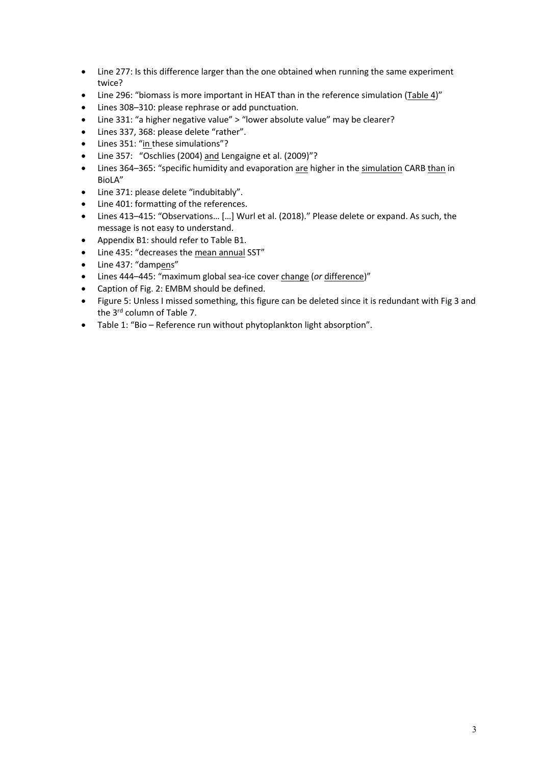- Line 277: Is this difference larger than the one obtained when running the same experiment twice?
- Line 296: "biomass is more important in HEAT than in the reference simulation (<u>Table 4</u>)"
- Lines 308–310: please rephrase or add punctuation.
- Line 331: "a higher negative value" > "lower absolute value" may be clearer?
- Lines 337, 368: please delete "rather".
- Lines 351: "<u>in</u> these simulations"?
- Line 357: "Oschlies (2004) <u>and</u> Lengaigne et al. (2009)"?
- Lines 364–365: "specific humidity and evaporation <u>are</u> higher in the <u>simulation</u> CARB <u>than</u> in BioLA"
- Line 371: please delete "indubitably".
- Line 401: formatting of the references.
- Lines 413–415: "Observations… […] Wurl et al. (2018)." Please delete or expand. As such, the message is not easy to understand.
- Appendix B1: should refer to Table B1.
- Line 435: "decreases the <u>mean annual</u> SST"
- Line 437: "damp<u>en</u>s"
- Lines 444–445: "maximum global sea-ice cover <u>change</u> (*or* <u>difference</u>)"
- Caption of Fig. 2: EMBM should be defined.
- Figure 5: Unless I missed something, this figure can be deleted since it is redundant with Fig 3 and the 3rd column of Table 7.
- Table 1: "Bio – Reference run without phytoplankton light absorption".